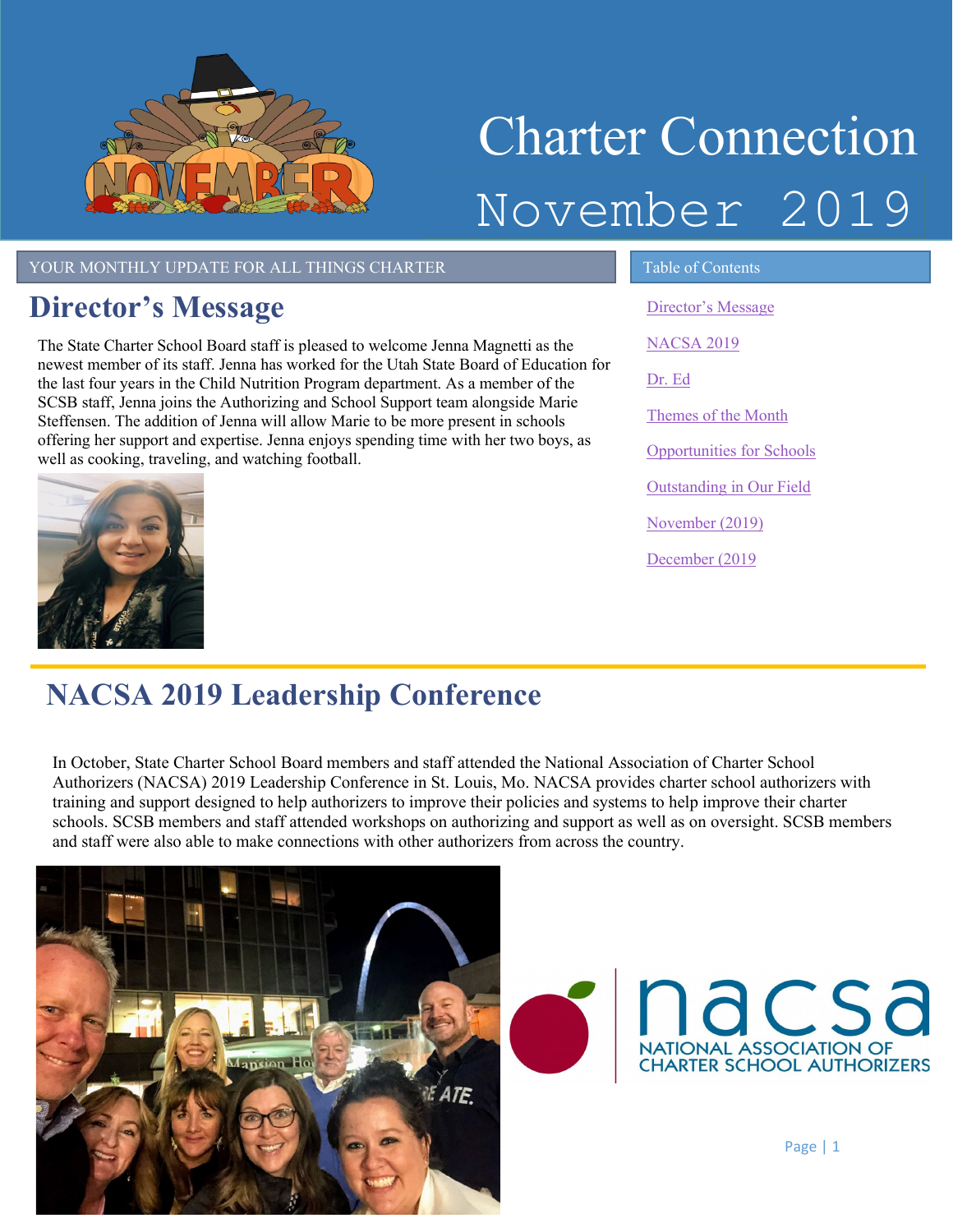# Charter Connection

# November 2019

YOUR MONTHLY UPDATE FOR ALL THINGS CHARTER

## Director's Message

The State Charter School Board staff is pleased to welcome Jenna Magnetti as the newest member of its staff. Jenna has worked for the Utah State Board of Education for the last four years in the Child Nutrition Program department. As a member of the SCSB staff, Jenna joins the Authorizing and School Support team alongside Marie Steffensen. The addition of Jenna will allow Marie to be more present in schools offering her support and expertise. Jenna enjoys spending time with her two boys, as well as cooking, traveling, and watching football.

Table of Contents

- Director's Message
- NACSA 2019
- Dr. Ed
- Themes of the Month
- Opportunities for Schools
- Outstanding in Our Field
- November (2019)
- December (2019

## NACSA 2019 Leadership Conference

In October, State Charter School Board members and staff attended the National Association of Charter School Authorizers (NACSA) 2019 Leadership Conference in St. Louis, Mo. NACSA provides charter school authorizers with training and support designed to help authorizers to improve their policies and systems to help improve their charter schools. SCSB members and staff attended workshops on authorizing and support as well as on oversight. SCSB members and staff were also able to make connections with other authorizers from across the country.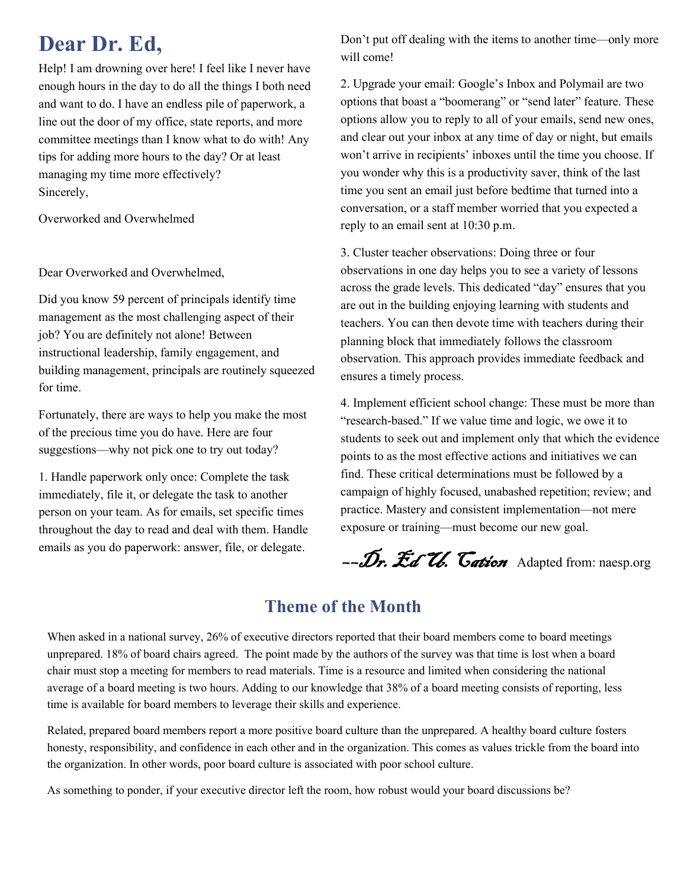# Dear Dr. Ed,

Help! I am drowning over here! I feel like I never have enough hours in the day to do all the things I both need and want to do. I have an endless pile of paperwork, a line out the door of my office, state reports, and more committee meetings than I know what to do with! Any tips for adding more hours to the day? Or at least managing my time more effectively?
Sincerely,

Overworked and Overwhelmed

Dear Overworked and Overwhelmed,

Did you know 59 percent of principals identify time management as the most challenging aspect of their job? You are definitely not alone! Between instructional leadership, family engagement, and building management, principals are routinely squeezed for time.

Fortunately, there are ways to help you make the most of the precious time you do have. Here are four suggestions—why not pick one to try out today?

1. Handle paperwork only once: Complete the task immediately, file it, or delegate the task to another person on your team. As for emails, set specific times throughout the day to read and deal with them. Handle emails as you do paperwork: answer, file, or delegate. Don't put off dealing with the items to another time—only more will come!

2. Upgrade your email: Google's Inbox and Polymail are two options that boast a "boomerang" or "send later" feature. These options allow you to reply to all of your emails, send new ones, and clear out your inbox at any time of day or night, but emails won't arrive in recipients' inboxes until the time you choose. If you wonder why this is a productivity saver, think of the last time you sent an email just before bedtime that turned into a conversation, or a staff member worried that you expected a reply to an email sent at 10:30 p.m.

3. Cluster teacher observations: Doing three or four observations in one day helps you to see a variety of lessons across the grade levels. This dedicated "day" ensures that you are out in the building enjoying learning with students and teachers. You can then devote time with teachers during their planning block that immediately follows the classroom observation. This approach provides immediate feedback and ensures a timely process.

4. Implement efficient school change: These must be more than "research-based." If we value time and logic, we owe it to students to seek out and implement only that which the evidence points to as the most effective actions and initiatives we can find. These critical determinations must be followed by a campaign of highly focused, unabashed repetition; review; and practice. Mastery and consistent implementation—not mere exposure or training—must become our new goal.

*--Dr. Ed U. Cation* Adapted from: naesp.org

## Theme of the Month

When asked in a national survey, 26% of executive directors reported that their board members come to board meetings unprepared. 18% of board chairs agreed. The point made by the authors of the survey was that time is lost when a board chair must stop a meeting for members to read materials. Time is a resource and limited when considering the national average of a board meeting is two hours. Adding to our knowledge that 38% of a board meeting consists of reporting, less time is available for board members to leverage their skills and experience.

Related, prepared board members report a more positive board culture than the unprepared. A healthy board culture fosters honesty, responsibility, and confidence in each other and in the organization. This comes as values trickle from the board into the organization. In other words, poor board culture is associated with poor school culture.

As something to ponder, if your executive director left the room, how robust would your board discussions be?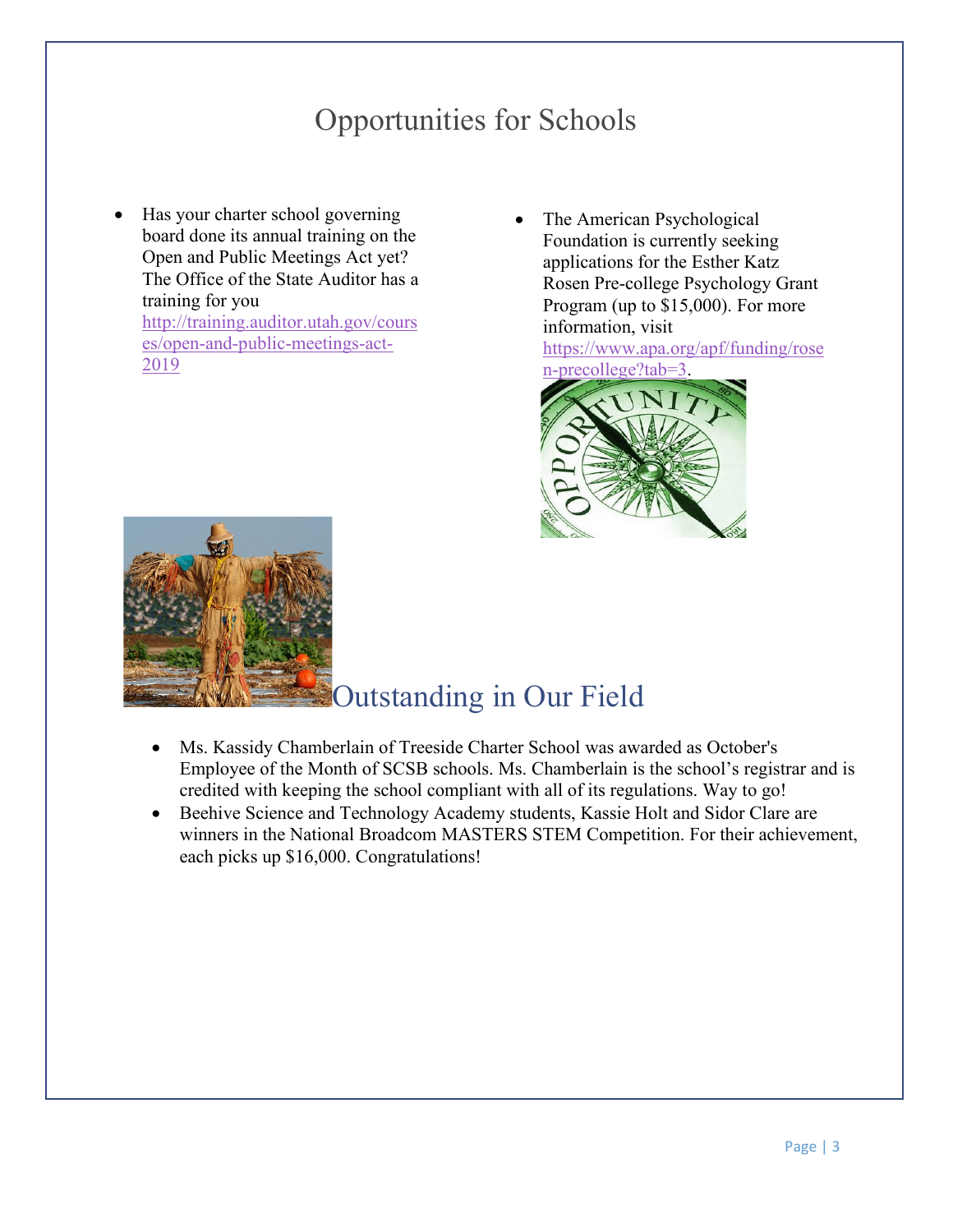# Opportunities for Schools

- Has your charter school governing board done its annual training on the Open and Public Meetings Act yet? The Office of the State Auditor has a training for you http://training.auditor.utah.gov/courses/open-and-public-meetings-act-2019

- The American Psychological Foundation is currently seeking applications for the Esther Katz Rosen Pre-college Psychology Grant Program (up to $15,000). For more information, visit https://www.apa.org/apf/funding/rosen-precollege?tab=3.

# Outstanding in Our Field

- Ms. Kassidy Chamberlain of Treeside Charter School was awarded as October's Employee of the Month of SCSB schools. Ms. Chamberlain is the school's registrar and is credited with keeping the school compliant with all of its regulations. Way to go!
- Beehive Science and Technology Academy students, Kassie Holt and Sidor Clare are winners in the National Broadcom MASTERS STEM Competition. For their achievement, each picks up $16,000. Congratulations!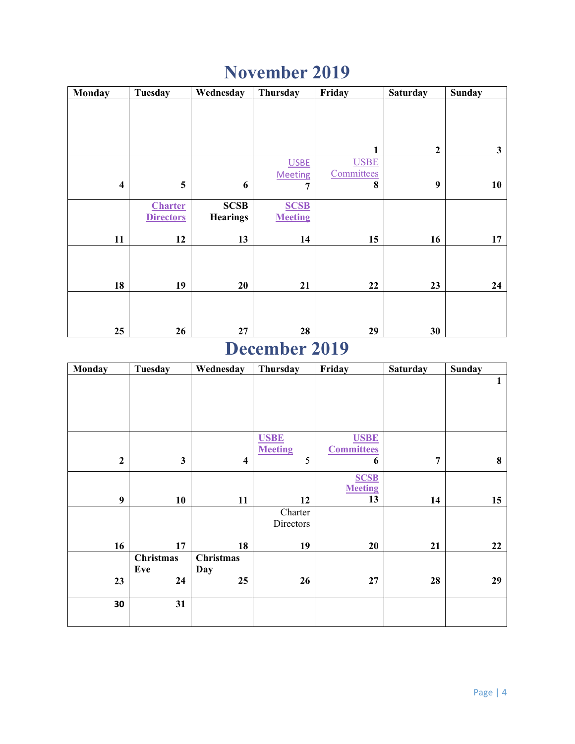# November 2019

| Monday | Tuesday | Wednesday | Thursday | Friday | Saturday | Sunday |
|---|---|---|---|---|---|---|
| | | | | 1 | 2 | 3 |
| 4 | 5 | 6 | USBE Meeting 7 | USBE Committees 8 | 9 | 10 |
| 11 | **Charter Directors** 12 | **SCSB Hearings** 13 | **SCSB Meeting** 14 | 15 | 16 | 17 |
| 18 | 19 | 20 | 21 | 22 | 23 | 24 |
| 25 | 26 | 27 | 28 | 29 | 30 | |

# December 2019

| Monday | Tuesday | Wednesday | Thursday | Friday | Saturday | Sunday |
|---|---|---|---|---|---|---|
| | | | | | | 1 |
| 2 | 3 | 4 | **USBE Meeting** 5 | **USBE Committees** 6 | 7 | 8 |
| 9 | 10 | 11 | 12 | **SCSB Meeting** 13 | 14 | 15 |
| 16 | 17 | 18 | Charter Directors 19 | 20 | 21 | 22 |
| 23 | **Christmas Eve** 24 | **Christmas Day** 25 | 26 | 27 | 28 | 29 |
| 30 | 31 | | | | | |